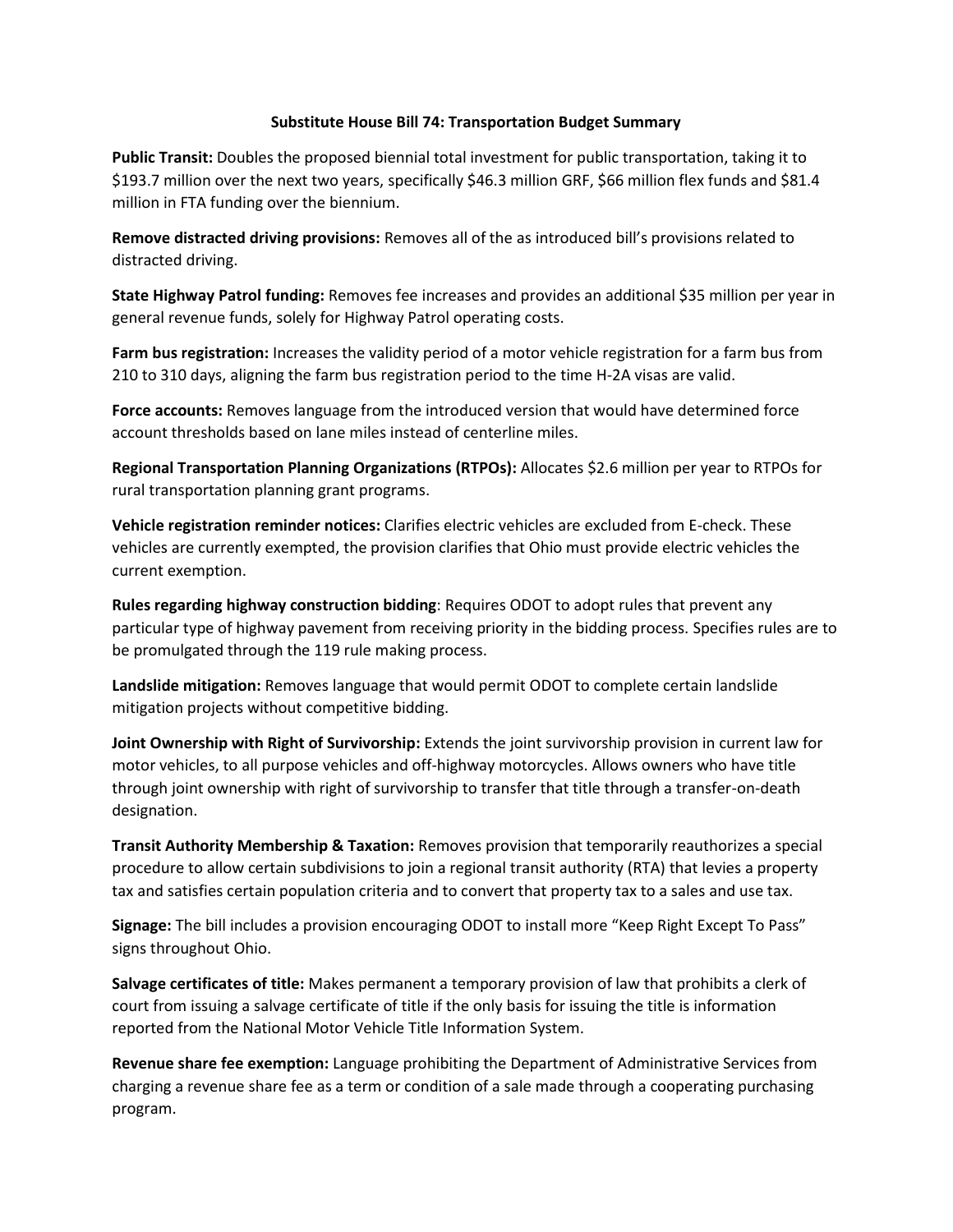**Substitute House Bill 74: Transportation Budget Summary**

**Public Transit:** Doubles the proposed biennial total investment for public transportation, taking it to $193.7 million over the next two years, specifically $46.3 million GRF, $66 million flex funds and $81.4 million in FTA funding over the biennium.

**Remove distracted driving provisions:** Removes all of the as introduced bill's provisions related to distracted driving.

**State Highway Patrol funding:** Removes fee increases and provides an additional $35 million per year in general revenue funds, solely for Highway Patrol operating costs.

**Farm bus registration:** Increases the validity period of a motor vehicle registration for a farm bus from 210 to 310 days, aligning the farm bus registration period to the time H-2A visas are valid.

**Force accounts:** Removes language from the introduced version that would have determined force account thresholds based on lane miles instead of centerline miles.

**Regional Transportation Planning Organizations (RTPOs):** Allocates $2.6 million per year to RTPOs for rural transportation planning grant programs.

**Vehicle registration reminder notices:** Clarifies electric vehicles are excluded from E-check. These vehicles are currently exempted, the provision clarifies that Ohio must provide electric vehicles the current exemption.

**Rules regarding highway construction bidding**: Requires ODOT to adopt rules that prevent any particular type of highway pavement from receiving priority in the bidding process. Specifies rules are to be promulgated through the 119 rule making process.

**Landslide mitigation:** Removes language that would permit ODOT to complete certain landslide mitigation projects without competitive bidding.

**Joint Ownership with Right of Survivorship:** Extends the joint survivorship provision in current law for motor vehicles, to all purpose vehicles and off-highway motorcycles. Allows owners who have title through joint ownership with right of survivorship to transfer that title through a transfer-on-death designation.

**Transit Authority Membership & Taxation:** Removes provision that temporarily reauthorizes a special procedure to allow certain subdivisions to join a regional transit authority (RTA) that levies a property tax and satisfies certain population criteria and to convert that property tax to a sales and use tax.

**Signage:** The bill includes a provision encouraging ODOT to install more "Keep Right Except To Pass" signs throughout Ohio.

**Salvage certificates of title:** Makes permanent a temporary provision of law that prohibits a clerk of court from issuing a salvage certificate of title if the only basis for issuing the title is information reported from the National Motor Vehicle Title Information System.

**Revenue share fee exemption:** Language prohibiting the Department of Administrative Services from charging a revenue share fee as a term or condition of a sale made through a cooperating purchasing program.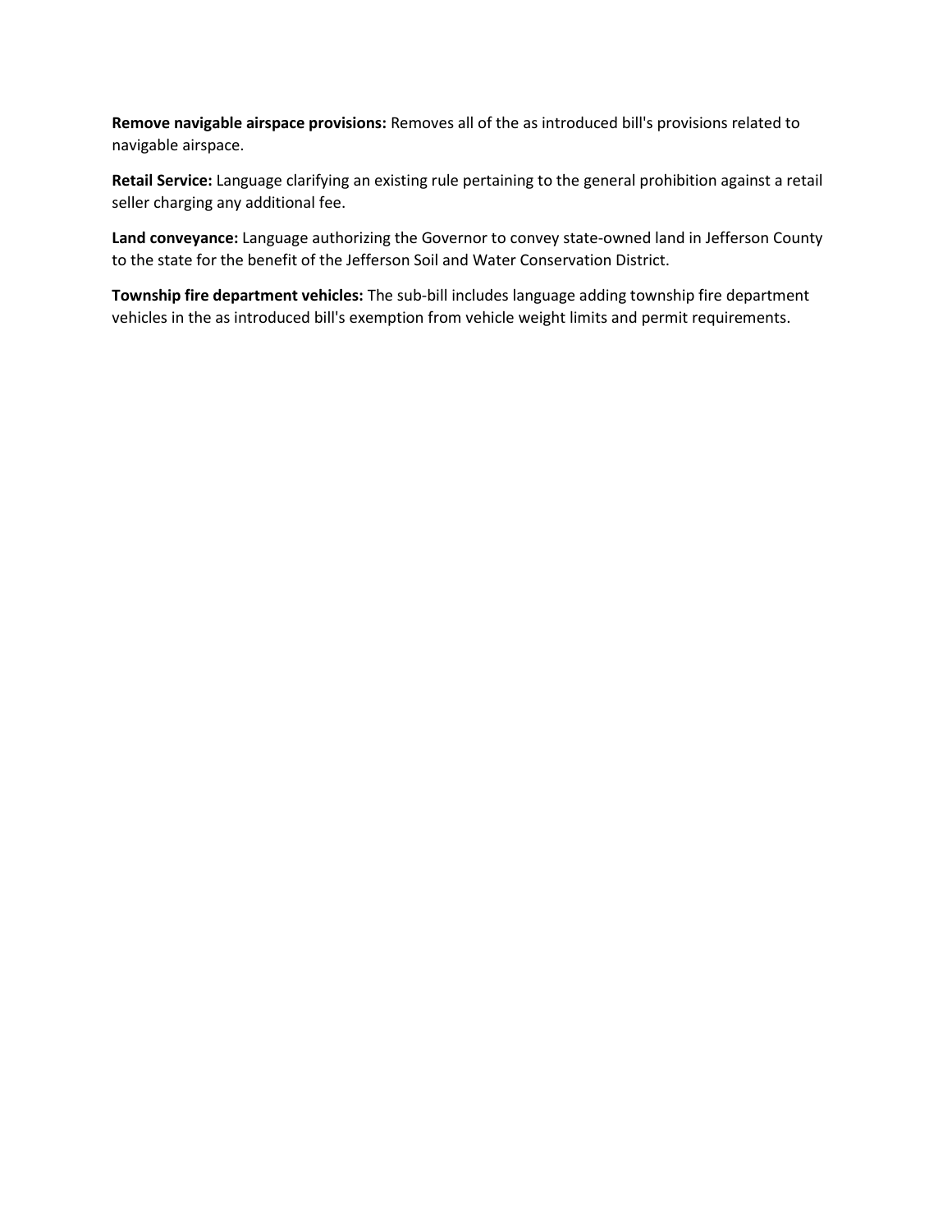**Remove navigable airspace provisions:** Removes all of the as introduced bill's provisions related to navigable airspace.

**Retail Service:** Language clarifying an existing rule pertaining to the general prohibition against a retail seller charging any additional fee.

**Land conveyance:** Language authorizing the Governor to convey state-owned land in Jefferson County to the state for the benefit of the Jefferson Soil and Water Conservation District.

**Township fire department vehicles:** The sub-bill includes language adding township fire department vehicles in the as introduced bill's exemption from vehicle weight limits and permit requirements.